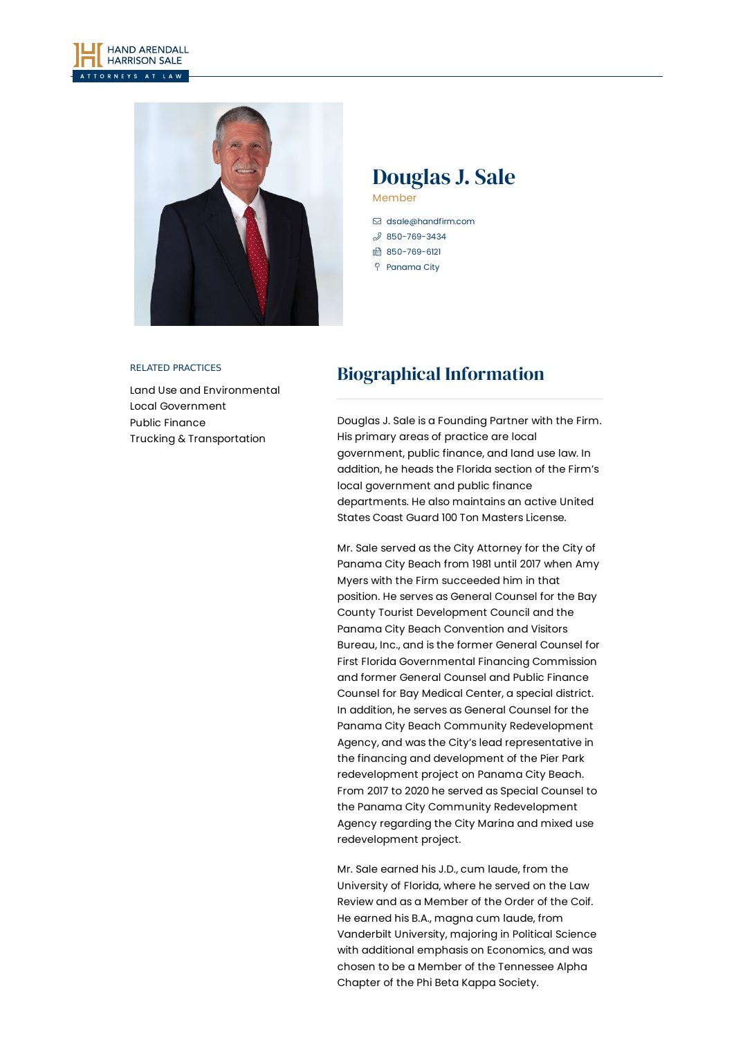HAND ARENDALL HARRISON SALE

ATTORNEYS AT LAW

# Douglas J. Sale

Member

dsale@handfirm.com
850-769-3434
850-769-6121
Panama City

RELATED PRACTICES

Land Use and Environmental
Local Government
Public Finance
Trucking & Transportation

## Biographical Information

Douglas J. Sale is a Founding Partner with the Firm. His primary areas of practice are local government, public finance, and land use law. In addition, he heads the Florida section of the Firm's local government and public finance departments. He also maintains an active United States Coast Guard 100 Ton Masters License.

Mr. Sale served as the City Attorney for the City of Panama City Beach from 1981 until 2017 when Amy Myers with the Firm succeeded him in that position. He serves as General Counsel for the Bay County Tourist Development Council and the Panama City Beach Convention and Visitors Bureau, Inc., and is the former General Counsel for First Florida Governmental Financing Commission and former General Counsel and Public Finance Counsel for Bay Medical Center, a special district. In addition, he serves as General Counsel for the Panama City Beach Community Redevelopment Agency, and was the City's lead representative in the financing and development of the Pier Park redevelopment project on Panama City Beach. From 2017 to 2020 he served as Special Counsel to the Panama City Community Redevelopment Agency regarding the City Marina and mixed use redevelopment project.

Mr. Sale earned his J.D., cum laude, from the University of Florida, where he served on the Law Review and as a Member of the Order of the Coif. He earned his B.A., magna cum laude, from Vanderbilt University, majoring in Political Science with additional emphasis on Economics, and was chosen to be a Member of the Tennessee Alpha Chapter of the Phi Beta Kappa Society.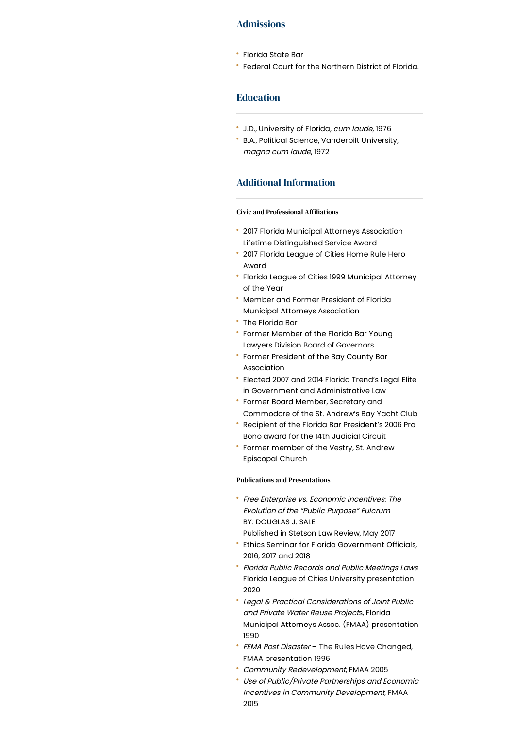## Admissions

- Florida State Bar
- Federal Court for the Northern District of Florida.

## Education

- J.D., University of Florida, *cum laude*, 1976
- B.A., Political Science, Vanderbilt University, *magna cum laude*, 1972

## Additional Information

#### Civic and Professional Affiliations

- 2017 Florida Municipal Attorneys Association Lifetime Distinguished Service Award
- 2017 Florida League of Cities Home Rule Hero Award
- Florida League of Cities 1999 Municipal Attorney of the Year
- Member and Former President of Florida Municipal Attorneys Association
- The Florida Bar
- Former Member of the Florida Bar Young Lawyers Division Board of Governors
- Former President of the Bay County Bar Association
- Elected 2007 and 2014 Florida Trend's Legal Elite in Government and Administrative Law
- Former Board Member, Secretary and Commodore of the St. Andrew's Bay Yacht Club
- Recipient of the Florida Bar President's 2006 Pro Bono award for the 14th Judicial Circuit
- Former member of the Vestry, St. Andrew Episcopal Church

#### Publications and Presentations

- *Free Enterprise vs. Economic Incentives*: *The Evolution of the "Public Purpose" Fulcrum*
  BY: DOUGLAS J. SALE
  Published in Stetson Law Review, May 2017
- Ethics Seminar for Florida Government Officials, 2016, 2017 and 2018
- *Florida Public Records and Public Meetings Laws* Florida League of Cities University presentation 2020
- *Legal & Practical Considerations of Joint Public and Private Water Reuse Project*s, Florida Municipal Attorneys Assoc. (FMAA) presentation 1990
- *FEMA Post Disaster* – The Rules Have Changed, FMAA presentation 1996
- *Community Redevelopment*, FMAA 2005
- *Use of Public/Private Partnerships and Economic Incentives in Community Development*, FMAA 2015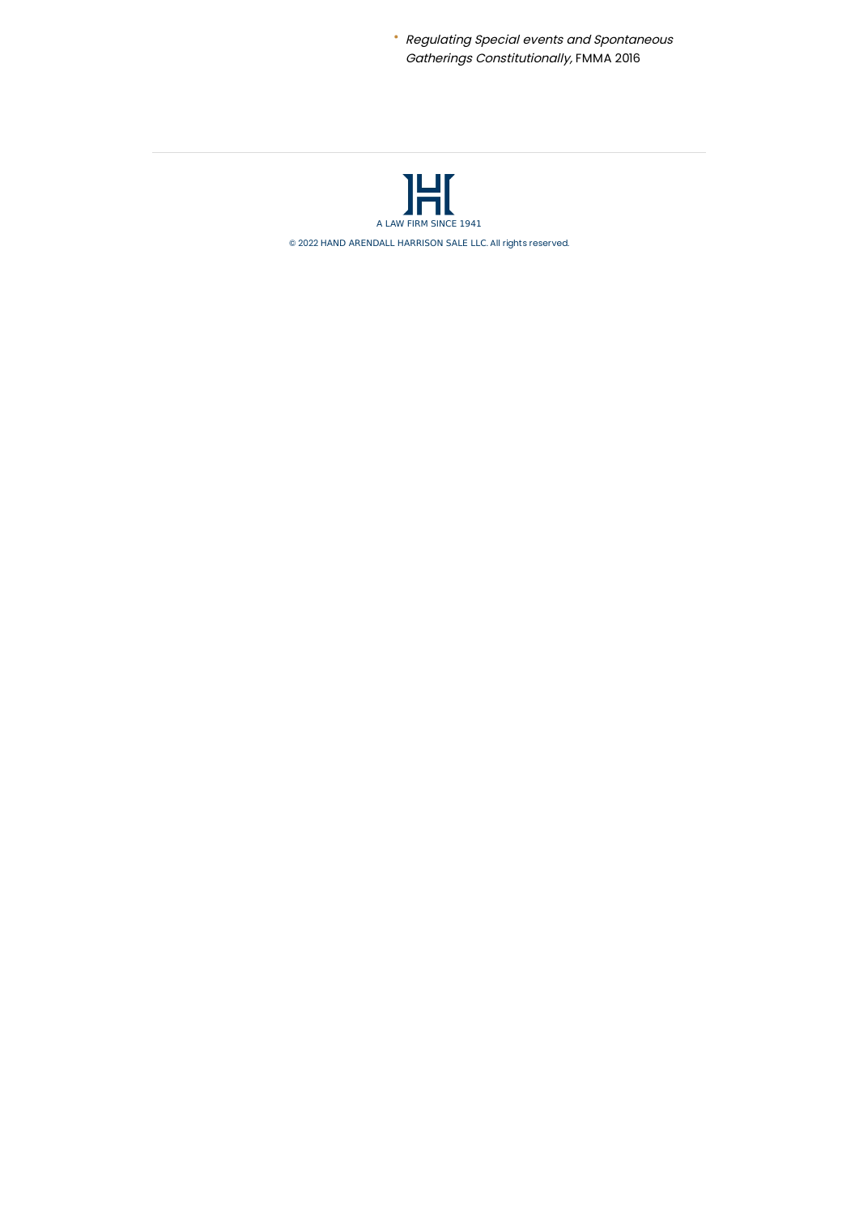- *Regulating Special events and Spontaneous Gatherings Constitutionally,* FMMA 2016

---

A LAW FIRM SINCE 1941

© 2022 HAND ARENDALL HARRISON SALE LLC. All rights reserved.